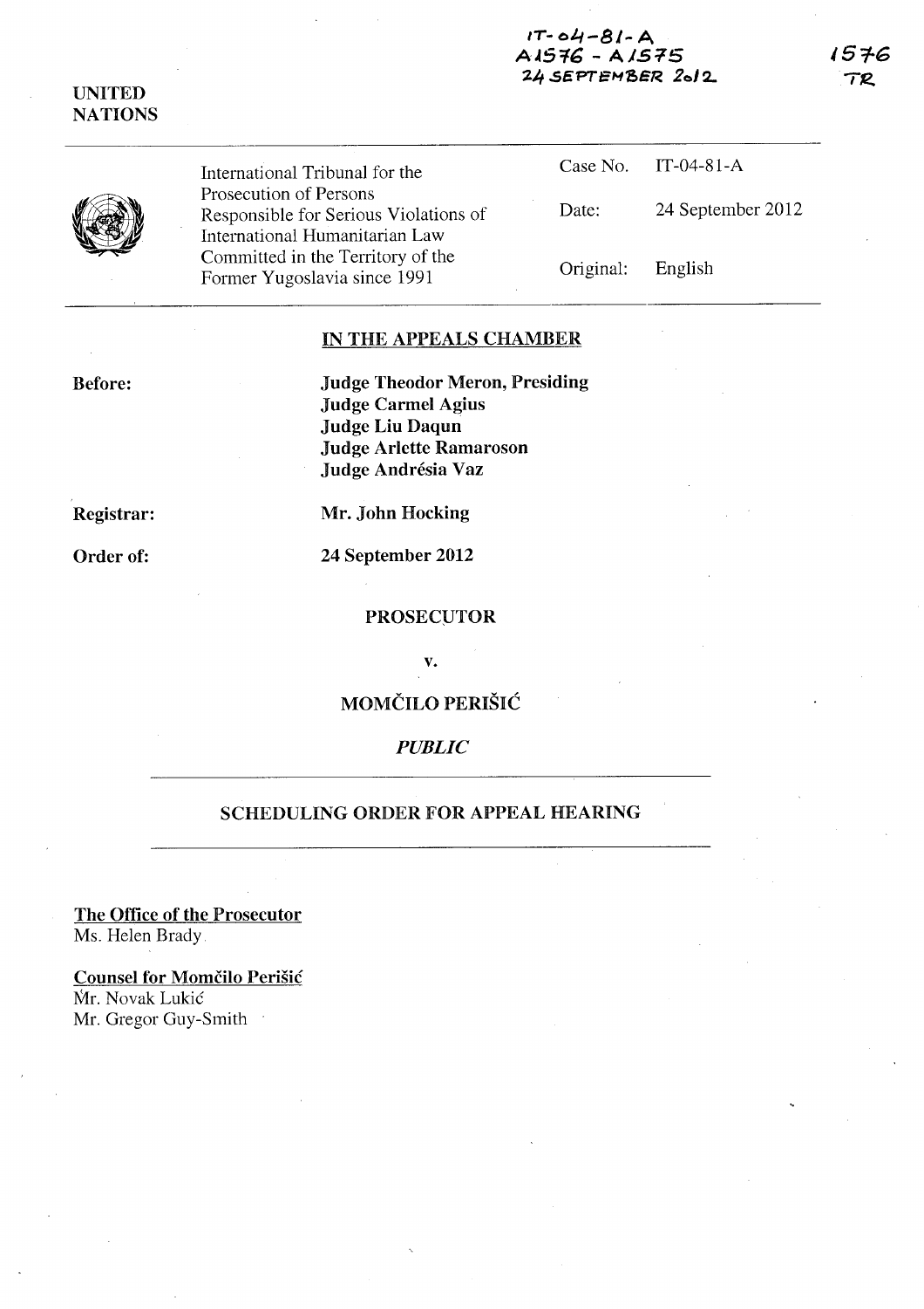IT-04-81-A
A1576 - A1575
24 SEPTEMBER 2012

1576
TR

UNITED NATIONS

| International Tribunal for the Prosecution of Persons Responsible for Serious Violations of International Humanitarian Law Committed in the Territory of the Former Yugoslavia since 1991 | Case No. | IT-04-81-A |
|---|---|---|
| | Date: | 24 September 2012 |
| | Original: | English |

## IN THE APPEALS CHAMBER

**Before:**
**Judge Theodor Meron, Presiding**
**Judge Carmel Agius**
**Judge Liu Daqun**
**Judge Arlette Ramaroson**
**Judge Andrésia Vaz**

**Registrar:** **Mr. John Hocking**

**Order of:** **24 September 2012**

**PROSECUTOR**

**v.**

**MOMČILO PERIŠIĆ**

***PUBLIC***

**SCHEDULING ORDER FOR APPEAL HEARING**

**The Office of the Prosecutor**
Ms. Helen Brady

**Counsel for Momčilo Perišić**
Mr. Novak Lukić
Mr. Gregor Guy-Smith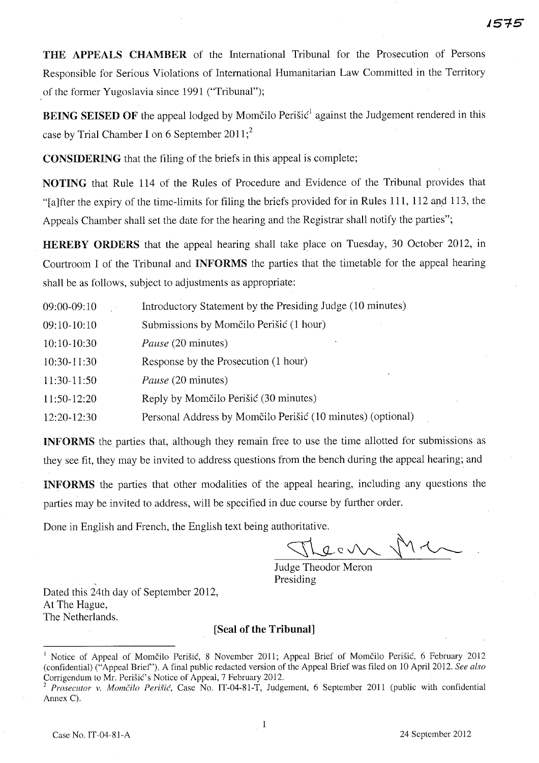**THE APPEALS CHAMBER** of the International Tribunal for the Prosecution of Persons Responsible for Serious Violations of International Humanitarian Law Committed in the Territory of the former Yugoslavia since 1991 ("Tribunal");

**BEING SEISED OF** the appeal lodged by Momčilo Perišić[1] against the Judgement rendered in this case by Trial Chamber I on 6 September 2011;[2]

**CONSIDERING** that the filing of the briefs in this appeal is complete;

**NOTING** that Rule 114 of the Rules of Procedure and Evidence of the Tribunal provides that "[a]fter the expiry of the time-limits for filing the briefs provided for in Rules 111, 112 and 113, the Appeals Chamber shall set the date for the hearing and the Registrar shall notify the parties";

**HEREBY ORDERS** that the appeal hearing shall take place on Tuesday, 30 October 2012, in Courtroom I of the Tribunal and **INFORMS** the parties that the timetable for the appeal hearing shall be as follows, subject to adjustments as appropriate:

| | |
|---|---|
| 09:00-09:10 | Introductory Statement by the Presiding Judge (10 minutes) |
| 09:10-10:10 | Submissions by Momčilo Perišić (1 hour) |
| 10:10-10:30 | *Pause* (20 minutes) |
| 10:30-11:30 | Response by the Prosecution (1 hour) |
| 11:30-11:50 | *Pause* (20 minutes) |
| 11:50-12:20 | Reply by Momčilo Perišić (30 minutes) |
| 12:20-12:30 | Personal Address by Momčilo Perišić (10 minutes) (optional) |

**INFORMS** the parties that, although they remain free to use the time allotted for submissions as they see fit, they may be invited to address questions from the bench during the appeal hearing; and

**INFORMS** the parties that other modalities of the appeal hearing, including any questions the parties may be invited to address, will be specified in due course by further order.

Done in English and French, the English text being authoritative.

Judge Theodor Meron
Presiding

Dated this 24th day of September 2012,
At The Hague,
The Netherlands.

**[Seal of the Tribunal]**

---

[1] Notice of Appeal of Momčilo Perišić, 8 November 2011; Appeal Brief of Momčilo Perišić, 6 February 2012 (confidential) ("Appeal Brief"). A final public redacted version of the Appeal Brief was filed on 10 April 2012. *See also* Corrigendum to Mr. Perišić's Notice of Appeal, 7 February 2012.

[2] *Prosecutor v. Momčilo Perišić*, Case No. IT-04-81-T, Judgement, 6 September 2011 (public with confidential Annex C).